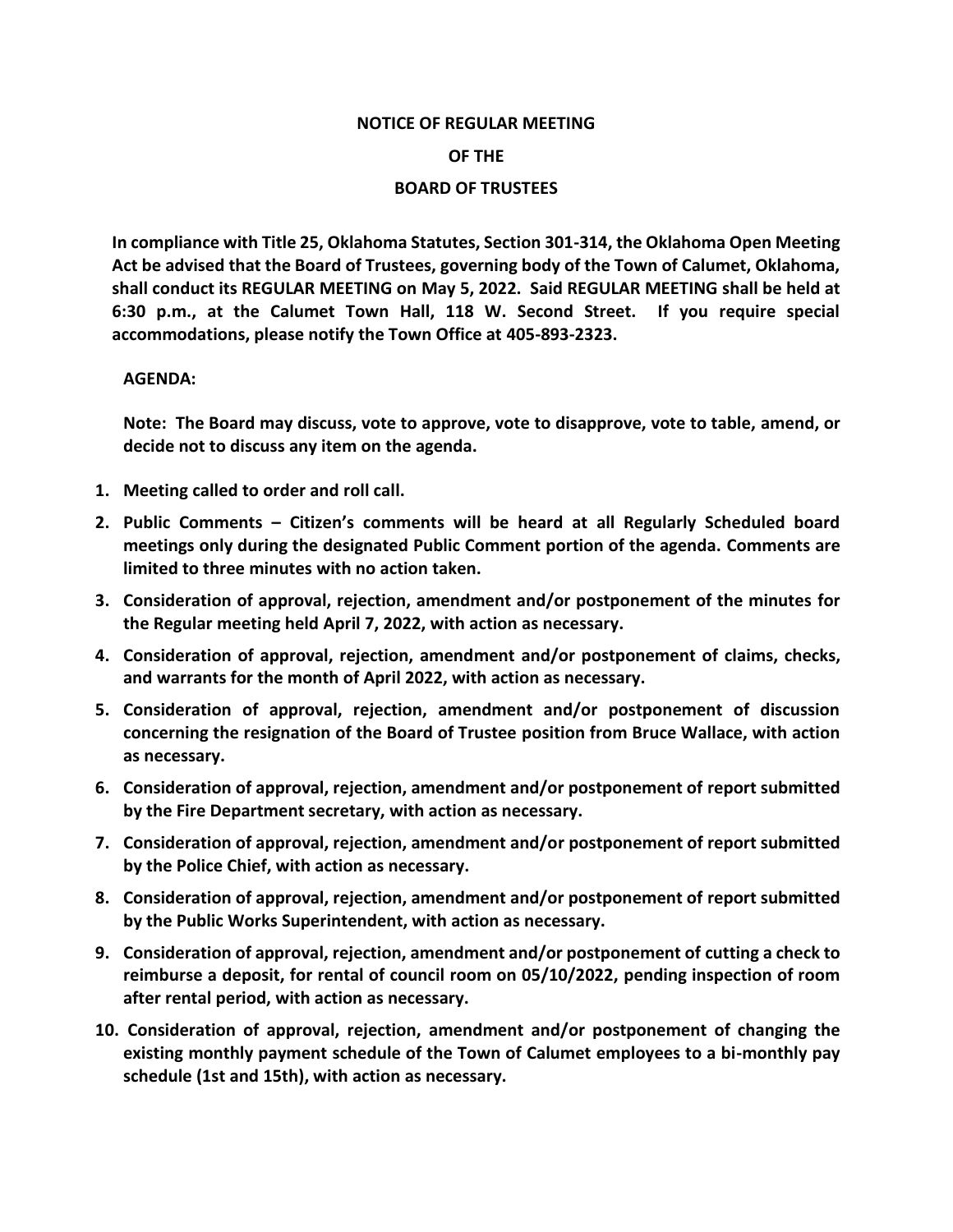**NOTICE OF REGULAR MEETING**

**OF THE**

**BOARD OF TRUSTEES**

**In compliance with Title 25, Oklahoma Statutes, Section 301-314, the Oklahoma Open Meeting Act be advised that the Board of Trustees, governing body of the Town of Calumet, Oklahoma, shall conduct its REGULAR MEETING on May 5, 2022. Said REGULAR MEETING shall be held at 6:30 p.m., at the Calumet Town Hall, 118 W. Second Street. If you require special accommodations, please notify the Town Office at 405-893-2323.**

**AGENDA:**

**Note: The Board may discuss, vote to approve, vote to disapprove, vote to table, amend, or decide not to discuss any item on the agenda.**

1. **Meeting called to order and roll call.**
2. **Public Comments – Citizen's comments will be heard at all Regularly Scheduled board meetings only during the designated Public Comment portion of the agenda. Comments are limited to three minutes with no action taken.**
3. **Consideration of approval, rejection, amendment and/or postponement of the minutes for the Regular meeting held April 7, 2022, with action as necessary.**
4. **Consideration of approval, rejection, amendment and/or postponement of claims, checks, and warrants for the month of April 2022, with action as necessary.**
5. **Consideration of approval, rejection, amendment and/or postponement of discussion concerning the resignation of the Board of Trustee position from Bruce Wallace, with action as necessary.**
6. **Consideration of approval, rejection, amendment and/or postponement of report submitted by the Fire Department secretary, with action as necessary.**
7. **Consideration of approval, rejection, amendment and/or postponement of report submitted by the Police Chief, with action as necessary.**
8. **Consideration of approval, rejection, amendment and/or postponement of report submitted by the Public Works Superintendent, with action as necessary.**
9. **Consideration of approval, rejection, amendment and/or postponement of cutting a check to reimburse a deposit, for rental of council room on 05/10/2022, pending inspection of room after rental period, with action as necessary.**
10. **Consideration of approval, rejection, amendment and/or postponement of changing the existing monthly payment schedule of the Town of Calumet employees to a bi-monthly pay schedule (1st and 15th), with action as necessary.**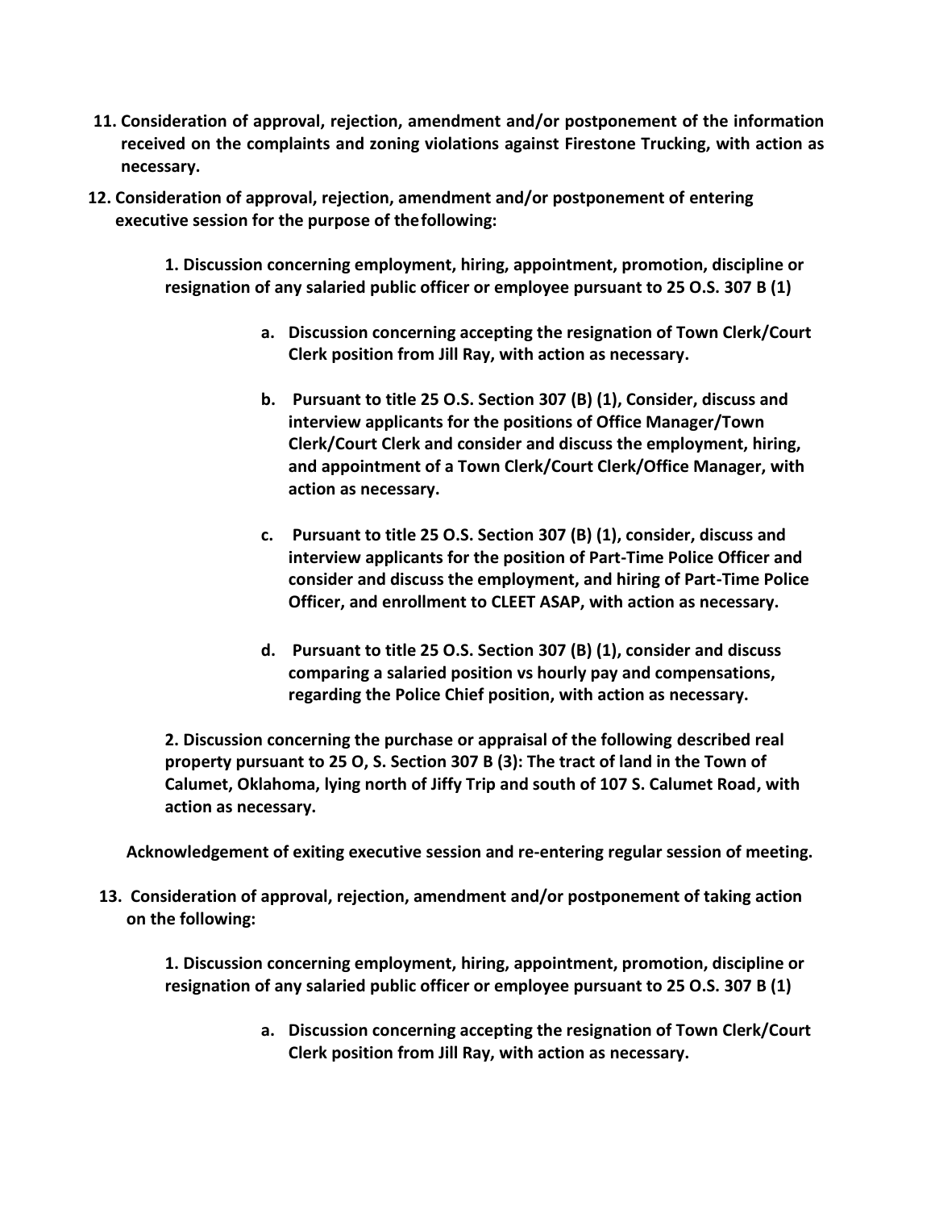11. **Consideration of approval, rejection, amendment and/or postponement of the information received on the complaints and zoning violations against Firestone Trucking, with action as necessary.**

12. **Consideration of approval, rejection, amendment and/or postponement of entering executive session for the purpose of the following:**

    **1. Discussion concerning employment, hiring, appointment, promotion, discipline or resignation of any salaried public officer or employee pursuant to 25 O.S. 307 B (1)**

    - **a. Discussion concerning accepting the resignation of Town Clerk/Court Clerk position from Jill Ray, with action as necessary.**

    - **b. Pursuant to title 25 O.S. Section 307 (B) (1), Consider, discuss and interview applicants for the positions of Office Manager/Town Clerk/Court Clerk and consider and discuss the employment, hiring, and appointment of a Town Clerk/Court Clerk/Office Manager, with action as necessary.**

    - **c. Pursuant to title 25 O.S. Section 307 (B) (1), consider, discuss and interview applicants for the position of Part-Time Police Officer and consider and discuss the employment, and hiring of Part-Time Police Officer, and enrollment to CLEET ASAP, with action as necessary.**

    - **d. Pursuant to title 25 O.S. Section 307 (B) (1), consider and discuss comparing a salaried position vs hourly pay and compensations, regarding the Police Chief position, with action as necessary.**

    **2. Discussion concerning the purchase or appraisal of the following described real property pursuant to 25 O, S. Section 307 B (3): The tract of land in the Town of Calumet, Oklahoma, lying north of Jiffy Trip and south of 107 S. Calumet Road, with action as necessary.**

    **Acknowledgement of exiting executive session and re-entering regular session of meeting.**

13. **Consideration of approval, rejection, amendment and/or postponement of taking action on the following:**

    **1. Discussion concerning employment, hiring, appointment, promotion, discipline or resignation of any salaried public officer or employee pursuant to 25 O.S. 307 B (1)**

    - **a. Discussion concerning accepting the resignation of Town Clerk/Court Clerk position from Jill Ray, with action as necessary.**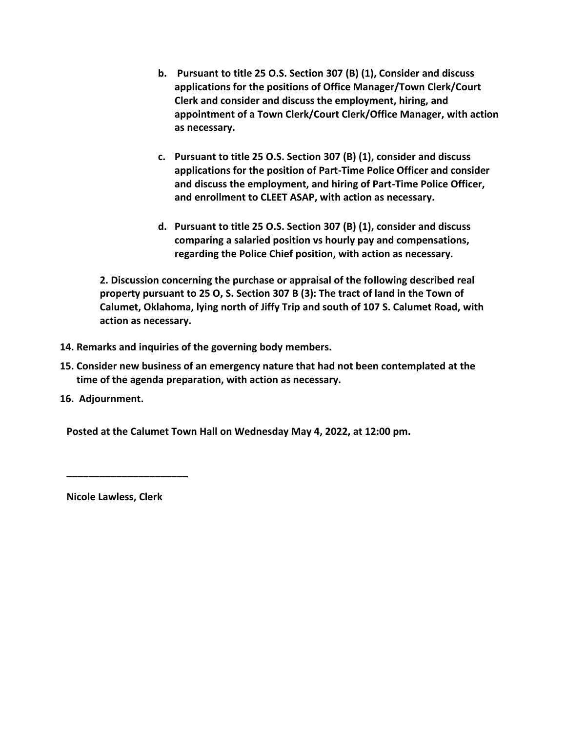**b. Pursuant to title 25 O.S. Section 307 (B) (1), Consider and discuss applications for the positions of Office Manager/Town Clerk/Court Clerk and consider and discuss the employment, hiring, and appointment of a Town Clerk/Court Clerk/Office Manager, with action as necessary.**

**c. Pursuant to title 25 O.S. Section 307 (B) (1), consider and discuss applications for the position of Part-Time Police Officer and consider and discuss the employment, and hiring of Part-Time Police Officer, and enrollment to CLEET ASAP, with action as necessary.**

**d. Pursuant to title 25 O.S. Section 307 (B) (1), consider and discuss comparing a salaried position vs hourly pay and compensations, regarding the Police Chief position, with action as necessary.**

**2. Discussion concerning the purchase or appraisal of the following described real property pursuant to 25 O, S. Section 307 B (3): The tract of land in the Town of Calumet, Oklahoma, lying north of Jiffy Trip and south of 107 S. Calumet Road, with action as necessary.**

**14. Remarks and inquiries of the governing body members.**

**15. Consider new business of an emergency nature that had not been contemplated at the time of the agenda preparation, with action as necessary.**

**16. Adjournment.**

**Posted at the Calumet Town Hall on Wednesday May 4, 2022, at 12:00 pm.**

**______________________**

**Nicole Lawless, Clerk**